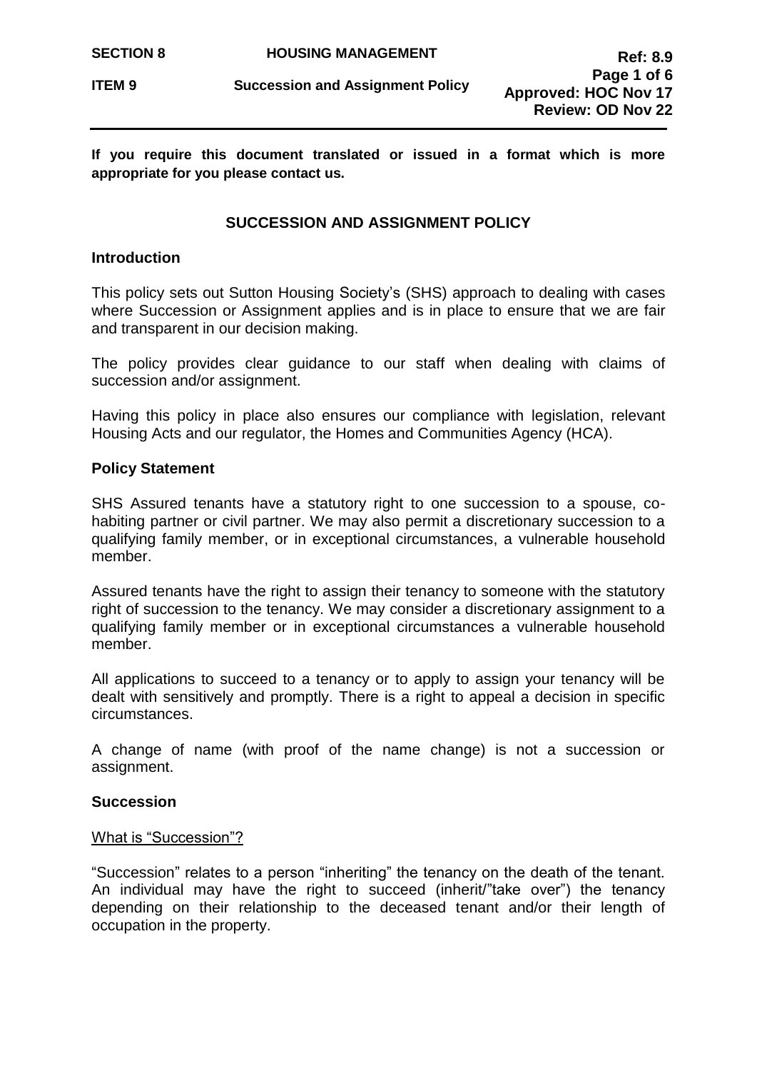**If you require this document translated or issued in a format which is more appropriate for you please contact us.**

# SUCCESSION AND ASSIGNMENT POLICY

## Introduction

This policy sets out Sutton Housing Society's (SHS) approach to dealing with cases where Succession or Assignment applies and is in place to ensure that we are fair and transparent in our decision making.

The policy provides clear guidance to our staff when dealing with claims of succession and/or assignment.

Having this policy in place also ensures our compliance with legislation, relevant Housing Acts and our regulator, the Homes and Communities Agency (HCA).

## Policy Statement

SHS Assured tenants have a statutory right to one succession to a spouse, co-habiting partner or civil partner. We may also permit a discretionary succession to a qualifying family member, or in exceptional circumstances, a vulnerable household member.

Assured tenants have the right to assign their tenancy to someone with the statutory right of succession to the tenancy. We may consider a discretionary assignment to a qualifying family member or in exceptional circumstances a vulnerable household member.

All applications to succeed to a tenancy or to apply to assign your tenancy will be dealt with sensitively and promptly. There is a right to appeal a decision in specific circumstances.

A change of name (with proof of the name change) is not a succession or assignment.

## Succession

### What is "Succession"?

"Succession" relates to a person "inheriting" the tenancy on the death of the tenant. An individual may have the right to succeed (inherit/"take over") the tenancy depending on their relationship to the deceased tenant and/or their length of occupation in the property.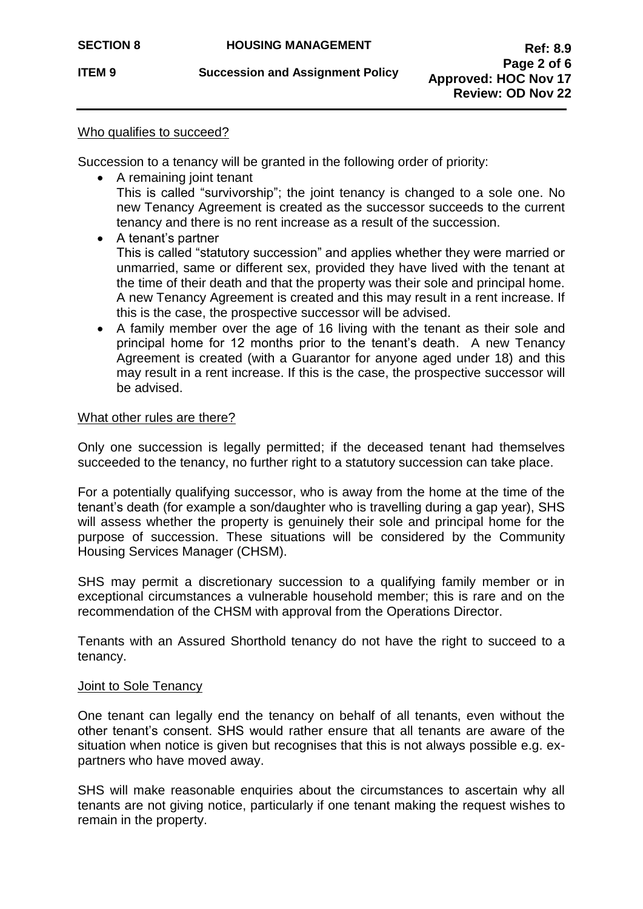## Who qualifies to succeed?

Succession to a tenancy will be granted in the following order of priority:

- A remaining joint tenant
  This is called "survivorship"; the joint tenancy is changed to a sole one. No new Tenancy Agreement is created as the successor succeeds to the current tenancy and there is no rent increase as a result of the succession.
- A tenant's partner
  This is called "statutory succession" and applies whether they were married or unmarried, same or different sex, provided they have lived with the tenant at the time of their death and that the property was their sole and principal home. A new Tenancy Agreement is created and this may result in a rent increase. If this is the case, the prospective successor will be advised.
- A family member over the age of 16 living with the tenant as their sole and principal home for 12 months prior to the tenant's death. A new Tenancy Agreement is created (with a Guarantor for anyone aged under 18) and this may result in a rent increase. If this is the case, the prospective successor will be advised.

## What other rules are there?

Only one succession is legally permitted; if the deceased tenant had themselves succeeded to the tenancy, no further right to a statutory succession can take place.

For a potentially qualifying successor, who is away from the home at the time of the tenant's death (for example a son/daughter who is travelling during a gap year), SHS will assess whether the property is genuinely their sole and principal home for the purpose of succession. These situations will be considered by the Community Housing Services Manager (CHSM).

SHS may permit a discretionary succession to a qualifying family member or in exceptional circumstances a vulnerable household member; this is rare and on the recommendation of the CHSM with approval from the Operations Director.

Tenants with an Assured Shorthold tenancy do not have the right to succeed to a tenancy.

## Joint to Sole Tenancy

One tenant can legally end the tenancy on behalf of all tenants, even without the other tenant's consent. SHS would rather ensure that all tenants are aware of the situation when notice is given but recognises that this is not always possible e.g. ex-partners who have moved away.

SHS will make reasonable enquiries about the circumstances to ascertain why all tenants are not giving notice, particularly if one tenant making the request wishes to remain in the property.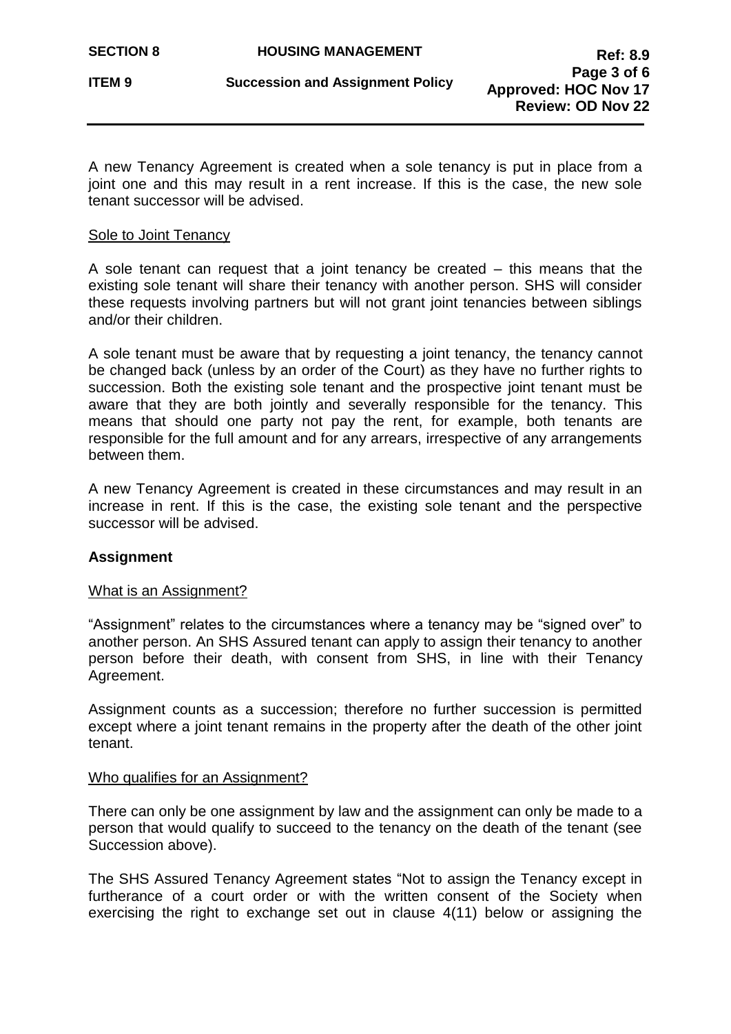A new Tenancy Agreement is created when a sole tenancy is put in place from a joint one and this may result in a rent increase. If this is the case, the new sole tenant successor will be advised.

Sole to Joint Tenancy

A sole tenant can request that a joint tenancy be created – this means that the existing sole tenant will share their tenancy with another person. SHS will consider these requests involving partners but will not grant joint tenancies between siblings and/or their children.

A sole tenant must be aware that by requesting a joint tenancy, the tenancy cannot be changed back (unless by an order of the Court) as they have no further rights to succession. Both the existing sole tenant and the prospective joint tenant must be aware that they are both jointly and severally responsible for the tenancy. This means that should one party not pay the rent, for example, both tenants are responsible for the full amount and for any arrears, irrespective of any arrangements between them.

A new Tenancy Agreement is created in these circumstances and may result in an increase in rent. If this is the case, the existing sole tenant and the perspective successor will be advised.

**Assignment**

What is an Assignment?

"Assignment" relates to the circumstances where a tenancy may be "signed over" to another person. An SHS Assured tenant can apply to assign their tenancy to another person before their death, with consent from SHS, in line with their Tenancy Agreement.

Assignment counts as a succession; therefore no further succession is permitted except where a joint tenant remains in the property after the death of the other joint tenant.

Who qualifies for an Assignment?

There can only be one assignment by law and the assignment can only be made to a person that would qualify to succeed to the tenancy on the death of the tenant (see Succession above).

The SHS Assured Tenancy Agreement states "Not to assign the Tenancy except in furtherance of a court order or with the written consent of the Society when exercising the right to exchange set out in clause 4(11) below or assigning the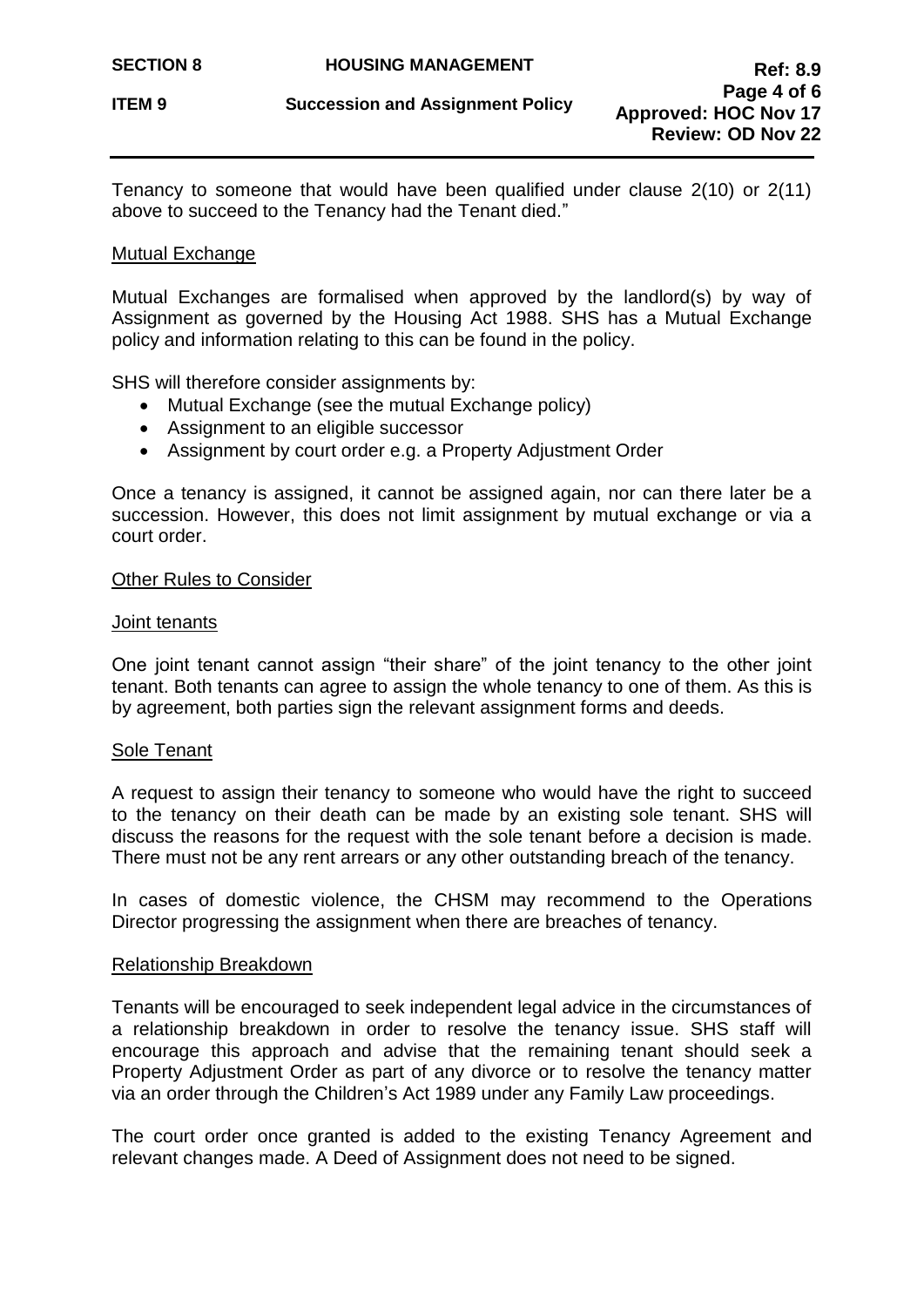Tenancy to someone that would have been qualified under clause 2(10) or 2(11) above to succeed to the Tenancy had the Tenant died."

## Mutual Exchange

Mutual Exchanges are formalised when approved by the landlord(s) by way of Assignment as governed by the Housing Act 1988. SHS has a Mutual Exchange policy and information relating to this can be found in the policy.

SHS will therefore consider assignments by:

- Mutual Exchange (see the mutual Exchange policy)
- Assignment to an eligible successor
- Assignment by court order e.g. a Property Adjustment Order

Once a tenancy is assigned, it cannot be assigned again, nor can there later be a succession. However, this does not limit assignment by mutual exchange or via a court order.

## Other Rules to Consider

### Joint tenants

One joint tenant cannot assign "their share" of the joint tenancy to the other joint tenant. Both tenants can agree to assign the whole tenancy to one of them. As this is by agreement, both parties sign the relevant assignment forms and deeds.

### Sole Tenant

A request to assign their tenancy to someone who would have the right to succeed to the tenancy on their death can be made by an existing sole tenant. SHS will discuss the reasons for the request with the sole tenant before a decision is made. There must not be any rent arrears or any other outstanding breach of the tenancy.

In cases of domestic violence, the CHSM may recommend to the Operations Director progressing the assignment when there are breaches of tenancy.

### Relationship Breakdown

Tenants will be encouraged to seek independent legal advice in the circumstances of a relationship breakdown in order to resolve the tenancy issue. SHS staff will encourage this approach and advise that the remaining tenant should seek a Property Adjustment Order as part of any divorce or to resolve the tenancy matter via an order through the Children's Act 1989 under any Family Law proceedings.

The court order once granted is added to the existing Tenancy Agreement and relevant changes made. A Deed of Assignment does not need to be signed.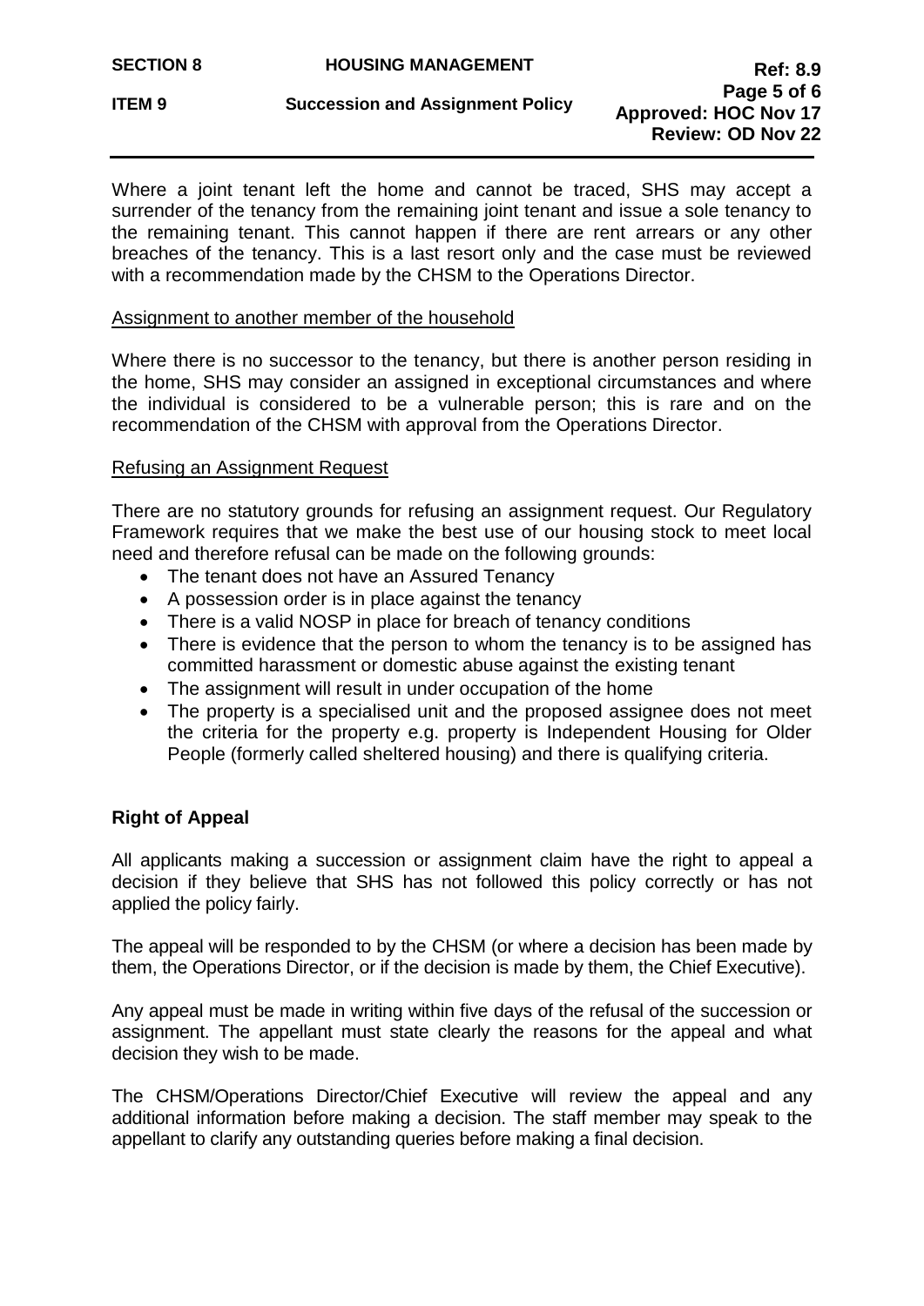Where a joint tenant left the home and cannot be traced, SHS may accept a surrender of the tenancy from the remaining joint tenant and issue a sole tenancy to the remaining tenant. This cannot happen if there are rent arrears or any other breaches of the tenancy. This is a last resort only and the case must be reviewed with a recommendation made by the CHSM to the Operations Director.

<u>Assignment to another member of the household</u>

Where there is no successor to the tenancy, but there is another person residing in the home, SHS may consider an assigned in exceptional circumstances and where the individual is considered to be a vulnerable person; this is rare and on the recommendation of the CHSM with approval from the Operations Director.

<u>Refusing an Assignment Request</u>

There are no statutory grounds for refusing an assignment request. Our Regulatory Framework requires that we make the best use of our housing stock to meet local need and therefore refusal can be made on the following grounds:

- The tenant does not have an Assured Tenancy
- A possession order is in place against the tenancy
- There is a valid NOSP in place for breach of tenancy conditions
- There is evidence that the person to whom the tenancy is to be assigned has committed harassment or domestic abuse against the existing tenant
- The assignment will result in under occupation of the home
- The property is a specialised unit and the proposed assignee does not meet the criteria for the property e.g. property is Independent Housing for Older People (formerly called sheltered housing) and there is qualifying criteria.

**Right of Appeal**

All applicants making a succession or assignment claim have the right to appeal a decision if they believe that SHS has not followed this policy correctly or has not applied the policy fairly.

The appeal will be responded to by the CHSM (or where a decision has been made by them, the Operations Director, or if the decision is made by them, the Chief Executive).

Any appeal must be made in writing within five days of the refusal of the succession or assignment. The appellant must state clearly the reasons for the appeal and what decision they wish to be made.

The CHSM/Operations Director/Chief Executive will review the appeal and any additional information before making a decision. The staff member may speak to the appellant to clarify any outstanding queries before making a final decision.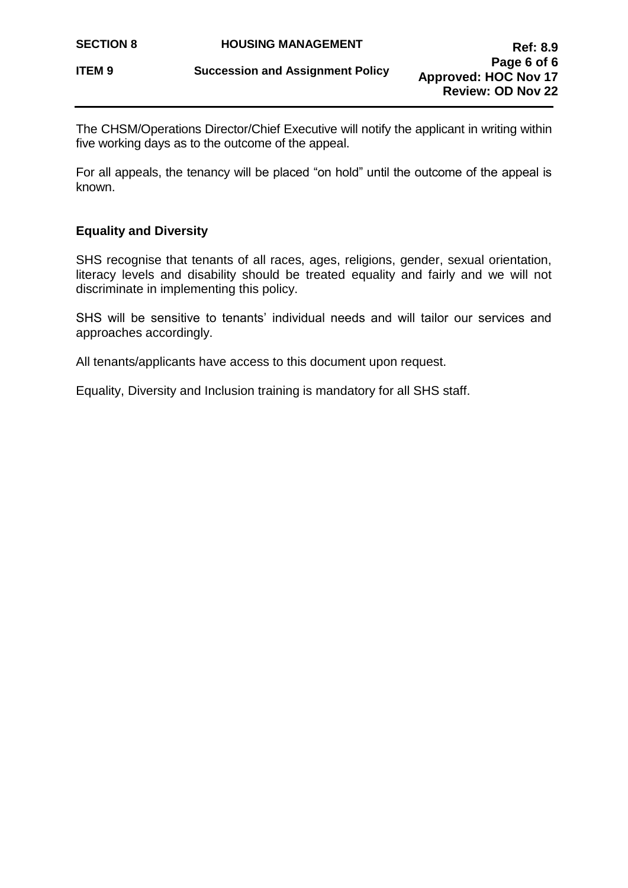The CHSM/Operations Director/Chief Executive will notify the applicant in writing within five working days as to the outcome of the appeal.

For all appeals, the tenancy will be placed "on hold" until the outcome of the appeal is known.

## Equality and Diversity

SHS recognise that tenants of all races, ages, religions, gender, sexual orientation, literacy levels and disability should be treated equality and fairly and we will not discriminate in implementing this policy.

SHS will be sensitive to tenants' individual needs and will tailor our services and approaches accordingly.

All tenants/applicants have access to this document upon request.

Equality, Diversity and Inclusion training is mandatory for all SHS staff.